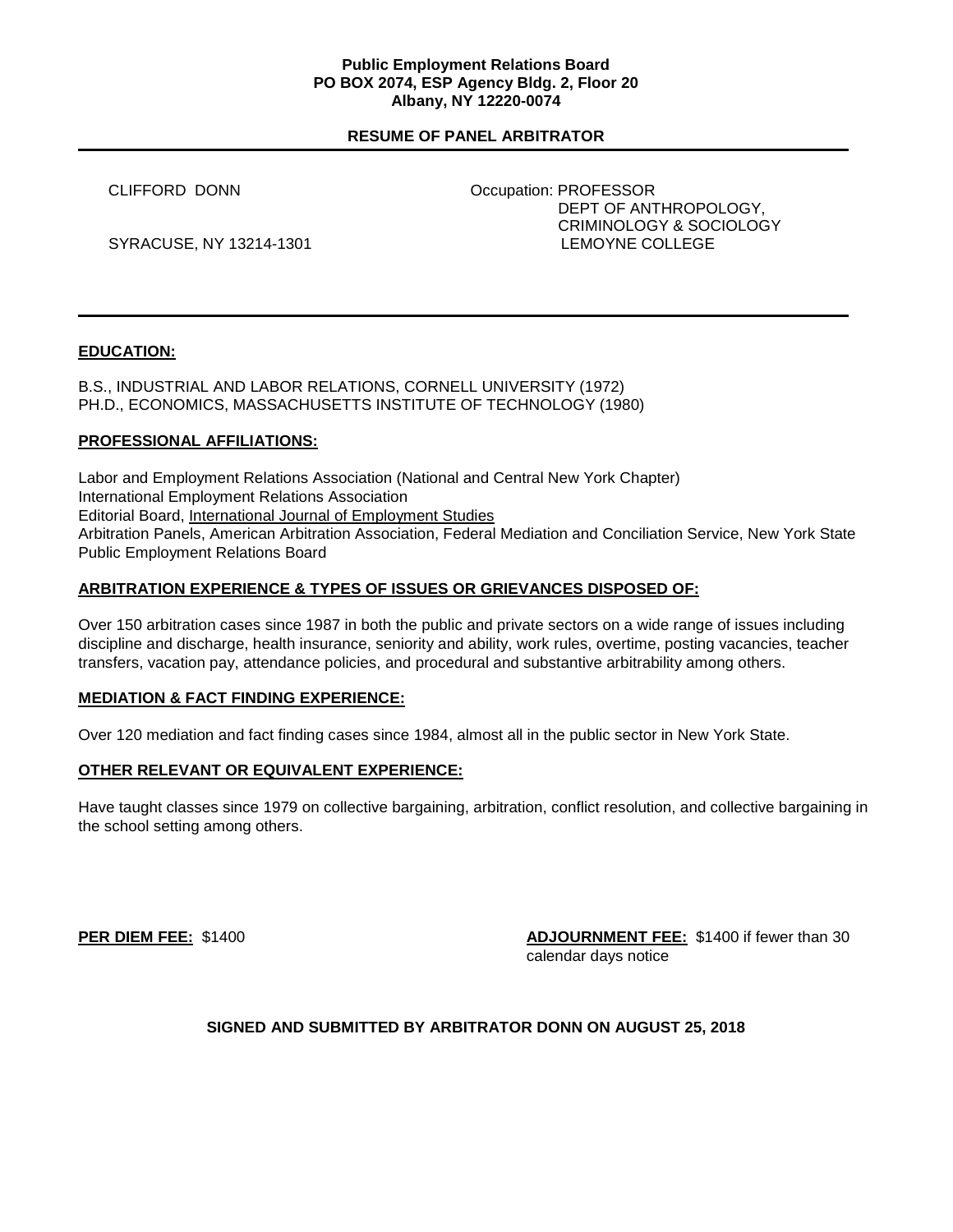**Public Employment Relations Board**
**PO BOX 2074, ESP Agency Bldg. 2, Floor 20**
**Albany, NY 12220-0074**

# RESUME OF PANEL ARBITRATOR

CLIFFORD DONN

SYRACUSE, NY 13214-1301

Occupation: PROFESSOR
DEPT OF ANTHROPOLOGY,
CRIMINOLOGY & SOCIOLOGY
LEMOYNE COLLEGE

---

## EDUCATION:

B.S., INDUSTRIAL AND LABOR RELATIONS, CORNELL UNIVERSITY (1972)
PH.D., ECONOMICS, MASSACHUSETTS INSTITUTE OF TECHNOLOGY (1980)

## PROFESSIONAL AFFILIATIONS:

Labor and Employment Relations Association (National and Central New York Chapter)
International Employment Relations Association
Editorial Board, International Journal of Employment Studies
Arbitration Panels, American Arbitration Association, Federal Mediation and Conciliation Service, New York State Public Employment Relations Board

## ARBITRATION EXPERIENCE & TYPES OF ISSUES OR GRIEVANCES DISPOSED OF:

Over 150 arbitration cases since 1987 in both the public and private sectors on a wide range of issues including discipline and discharge, health insurance, seniority and ability, work rules, overtime, posting vacancies, teacher transfers, vacation pay, attendance policies, and procedural and substantive arbitrability among others.

## MEDIATION & FACT FINDING EXPERIENCE:

Over 120 mediation and fact finding cases since 1984, almost all in the public sector in New York State.

## OTHER RELEVANT OR EQUIVALENT EXPERIENCE:

Have taught classes since 1979 on collective bargaining, arbitration, conflict resolution, and collective bargaining in the school setting among others.

**PER DIEM FEE:** $1400

**ADJOURNMENT FEE:** $1400 if fewer than 30 calendar days notice

**SIGNED AND SUBMITTED BY ARBITRATOR DONN ON AUGUST 25, 2018**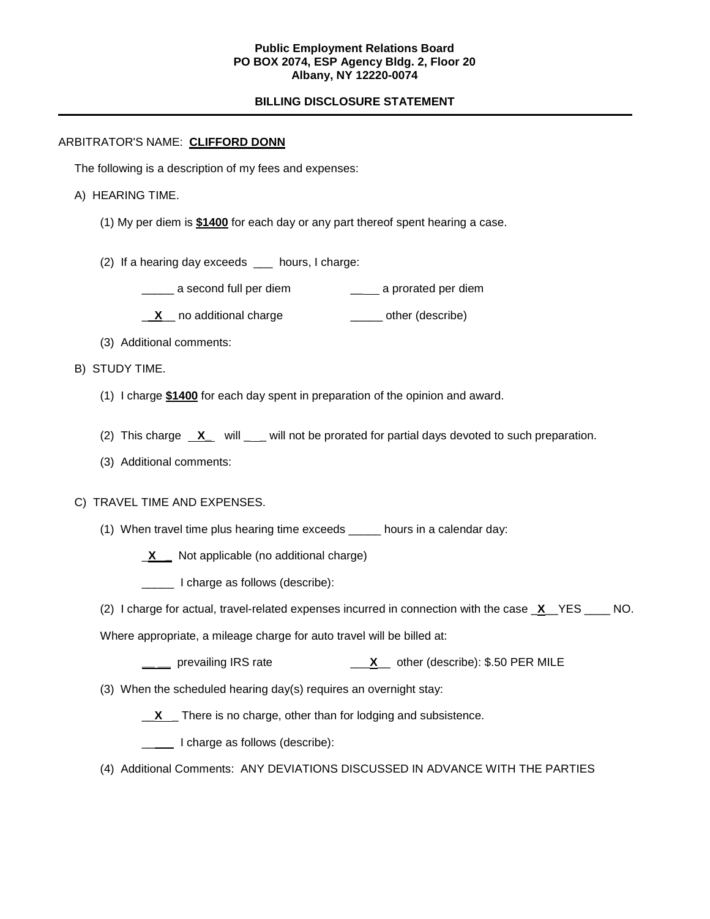**Public Employment Relations Board**
**PO BOX 2074, ESP Agency Bldg. 2, Floor 20**
**Albany, NY 12220-0074**

**BILLING DISCLOSURE STATEMENT**

---

ARBITRATOR'S NAME: **CLIFFORD DONN**

The following is a description of my fees and expenses:

A) HEARING TIME.

(1) My per diem is **$1400** for each day or any part thereof spent hearing a case.

(2) If a hearing day exceeds ___ hours, I charge:

_____ a second full per diem ____ a prorated per diem

__X__ no additional charge _____ other (describe)

(3) Additional comments:

B) STUDY TIME.

(1) I charge **$1400** for each day spent in preparation of the opinion and award.

(2) This charge __X__ will ___ will not be prorated for partial days devoted to such preparation.

(3) Additional comments:

C) TRAVEL TIME AND EXPENSES.

(1) When travel time plus hearing time exceeds _____ hours in a calendar day:

__X__ Not applicable (no additional charge)

_____ I charge as follows (describe):

(2) I charge for actual, travel-related expenses incurred in connection with the case __X__YES ____ NO.

Where appropriate, a mileage charge for auto travel will be billed at:

_____ prevailing IRS rate ___X__ other (describe): $.50 PER MILE

(3) When the scheduled hearing day(s) requires an overnight stay:

__X__ There is no charge, other than for lodging and subsistence.

_____ I charge as follows (describe):

(4) Additional Comments: ANY DEVIATIONS DISCUSSED IN ADVANCE WITH THE PARTIES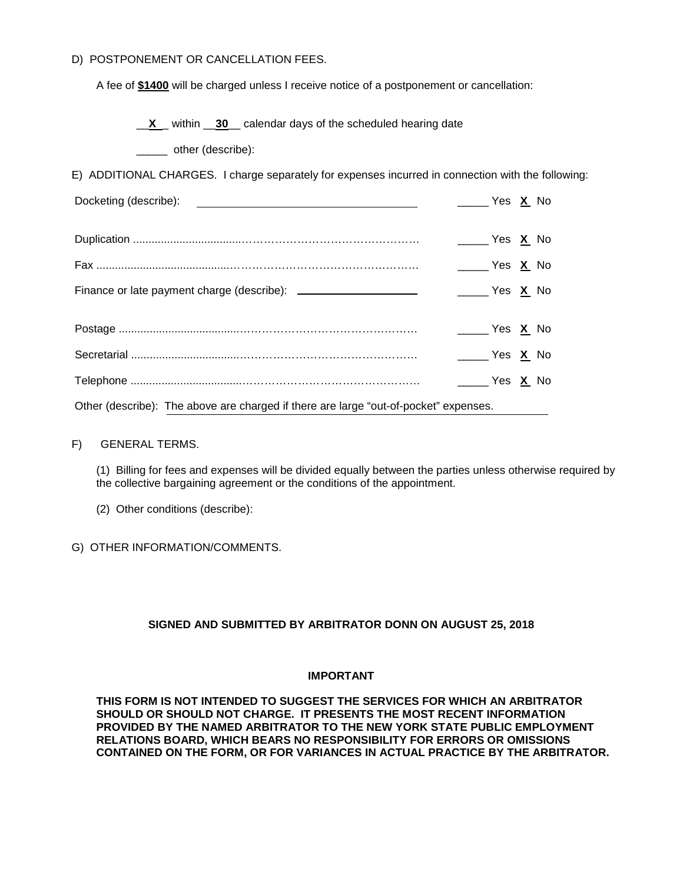D) POSTPONEMENT OR CANCELLATION FEES.

A fee of **$1400** will be charged unless I receive notice of a postponement or cancellation:

__X__ within __30__ calendar days of the scheduled hearing date

_____ other (describe):

E) ADDITIONAL CHARGES. I charge separately for expenses incurred in connection with the following:

| | |
|---|---|
| Docketing (describe): ____________________ | _____ Yes X No |
| Duplication ........................................ | _____ Yes X No |
| Fax ........................................ | _____ Yes X No |
| Finance or late payment charge (describe): ____________ | _____ Yes X No |
| Postage ........................................ | _____ Yes X No |
| Secretarial ........................................ | _____ Yes X No |
| Telephone ........................................ | _____ Yes X No |

Other (describe): The above are charged if there are large "out-of-pocket" expenses.

F) GENERAL TERMS.

(1) Billing for fees and expenses will be divided equally between the parties unless otherwise required by the collective bargaining agreement or the conditions of the appointment.

(2) Other conditions (describe):

G) OTHER INFORMATION/COMMENTS.

**SIGNED AND SUBMITTED BY ARBITRATOR DONN ON AUGUST 25, 2018**

**IMPORTANT**

**THIS FORM IS NOT INTENDED TO SUGGEST THE SERVICES FOR WHICH AN ARBITRATOR SHOULD OR SHOULD NOT CHARGE. IT PRESENTS THE MOST RECENT INFORMATION PROVIDED BY THE NAMED ARBITRATOR TO THE NEW YORK STATE PUBLIC EMPLOYMENT RELATIONS BOARD, WHICH BEARS NO RESPONSIBILITY FOR ERRORS OR OMISSIONS CONTAINED ON THE FORM, OR FOR VARIANCES IN ACTUAL PRACTICE BY THE ARBITRATOR.**